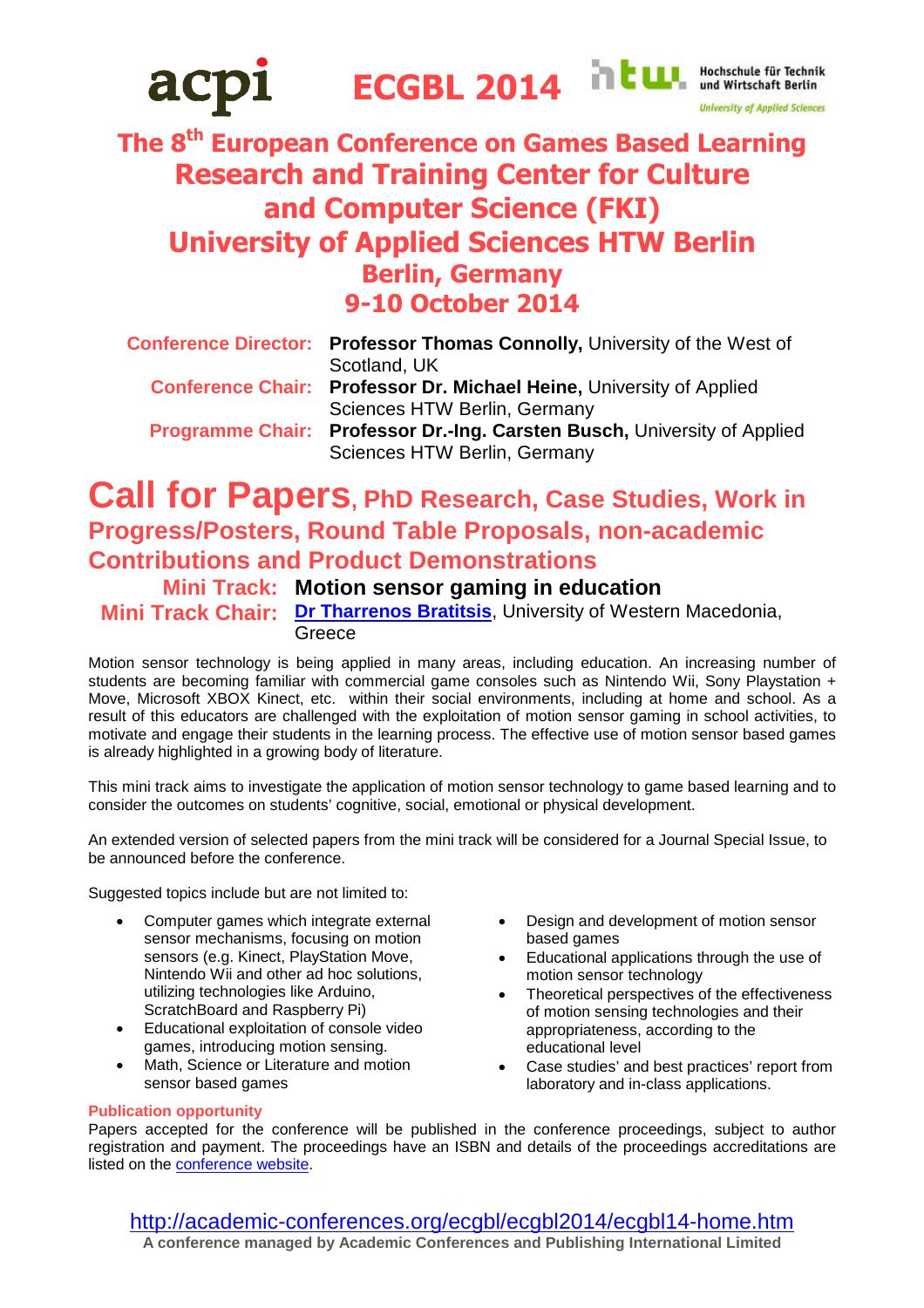acpi **ECGBL 2014** htw. Hochschule für Technik und Wirtschaft Berlin — University of Applied Sciences

# The 8th European Conference on Games Based Learning Research and Training Center for Culture and Computer Science (FKI) University of Applied Sciences HTW Berlin Berlin, Germany 9-10 October 2014

**Conference Director:** **Professor Thomas Connolly,** University of the West of Scotland, UK
**Conference Chair:** **Professor Dr. Michael Heine,** University of Applied Sciences HTW Berlin, Germany
**Programme Chair:** **Professor Dr.-Ing. Carsten Busch,** University of Applied Sciences HTW Berlin, Germany

# Call for Papers, PhD Research, Case Studies, Work in Progress/Posters, Round Table Proposals, non-academic Contributions and Product Demonstrations

**Mini Track:** **Motion sensor gaming in education**
**Mini Track Chair:** [Dr Tharrenos Bratitsis](), University of Western Macedonia, Greece

Motion sensor technology is being applied in many areas, including education. An increasing number of students are becoming familiar with commercial game consoles such as Nintendo Wii, Sony Playstation + Move, Microsoft XBOX Kinect, etc. within their social environments, including at home and school. As a result of this educators are challenged with the exploitation of motion sensor gaming in school activities, to motivate and engage their students in the learning process. The effective use of motion sensor based games is already highlighted in a growing body of literature.

This mini track aims to investigate the application of motion sensor technology to game based learning and to consider the outcomes on students' cognitive, social, emotional or physical development.

An extended version of selected papers from the mini track will be considered for a Journal Special Issue, to be announced before the conference.

Suggested topics include but are not limited to:

- Computer games which integrate external sensor mechanisms, focusing on motion sensors (e.g. Kinect, PlayStation Move, Nintendo Wii and other ad hoc solutions, utilizing technologies like Arduino, ScratchBoard and Raspberry Pi)
- Educational exploitation of console video games, introducing motion sensing.
- Math, Science or Literature and motion sensor based games
- Design and development of motion sensor based games
- Educational applications through the use of motion sensor technology
- Theoretical perspectives of the effectiveness of motion sensing technologies and their appropriateness, according to the educational level
- Case studies' and best practices' report from laboratory and in-class applications.

**Publication opportunity**

Papers accepted for the conference will be published in the conference proceedings, subject to author registration and payment. The proceedings have an ISBN and details of the proceedings accreditations are listed on the [conference website]().

http://academic-conferences.org/ecgbl/ecgbl2014/ecgbl14-home.htm

**A conference managed by Academic Conferences and Publishing International Limited**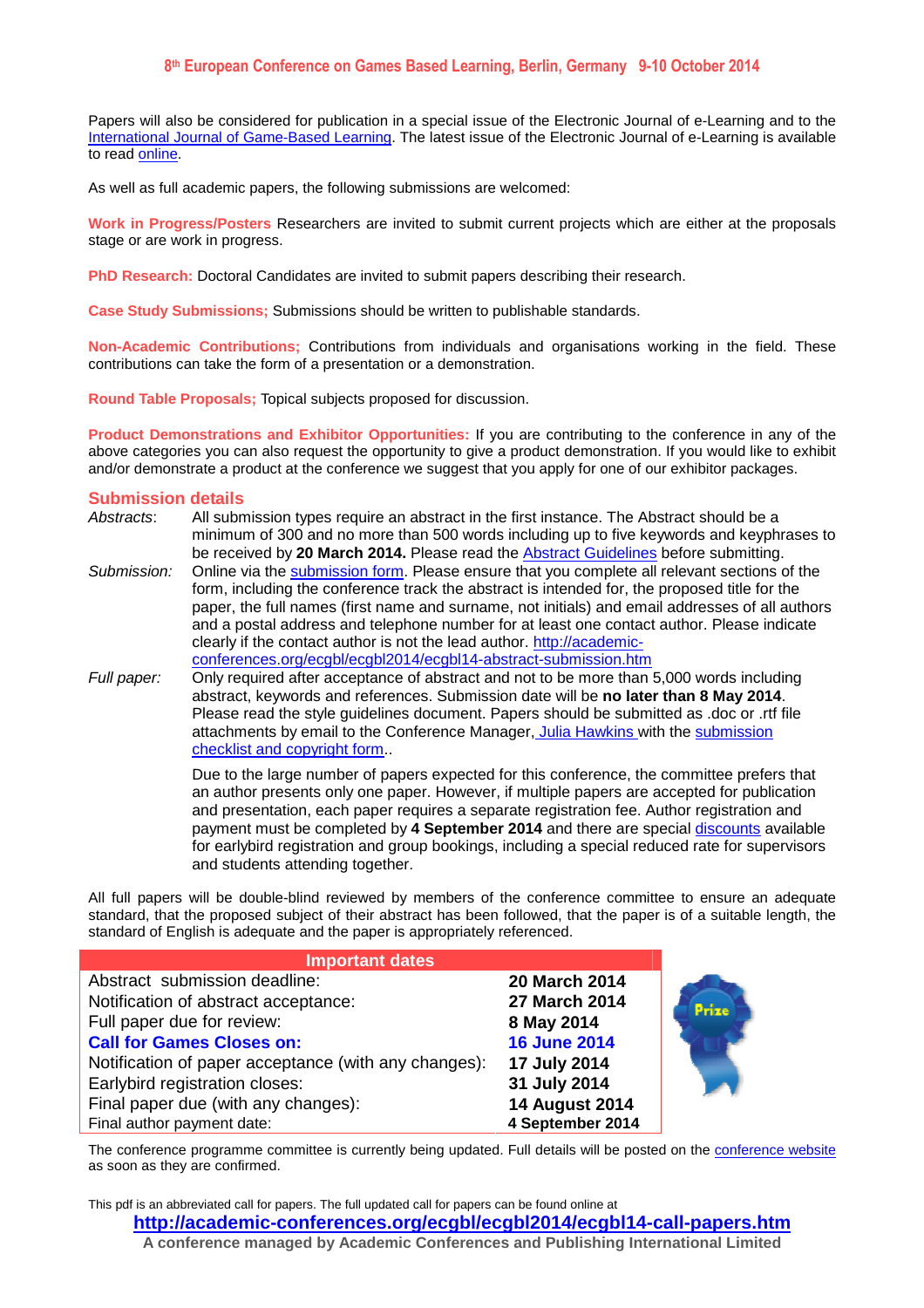Papers will also be considered for publication in a special issue of the Electronic Journal of e-Learning and to the International Journal of Game-Based Learning. The latest issue of the Electronic Journal of e-Learning is available to read online.

As well as full academic papers, the following submissions are welcomed:

**Work in Progress/Posters** Researchers are invited to submit current projects which are either at the proposals stage or are work in progress.

**PhD Research:** Doctoral Candidates are invited to submit papers describing their research.

**Case Study Submissions;** Submissions should be written to publishable standards.

**Non-Academic Contributions;** Contributions from individuals and organisations working in the field. These contributions can take the form of a presentation or a demonstration.

**Round Table Proposals;** Topical subjects proposed for discussion.

**Product Demonstrations and Exhibitor Opportunities:** If you are contributing to the conference in any of the above categories you can also request the opportunity to give a product demonstration. If you would like to exhibit and/or demonstrate a product at the conference we suggest that you apply for one of our exhibitor packages.

## Submission details

*Abstracts*: All submission types require an abstract in the first instance. The Abstract should be a minimum of 300 and no more than 500 words including up to five keywords and keyphrases to be received by **20 March 2014.** Please read the Abstract Guidelines before submitting.

*Submission:* Online via the submission form. Please ensure that you complete all relevant sections of the form, including the conference track the abstract is intended for, the proposed title for the paper, the full names (first name and surname, not initials) and email addresses of all authors and a postal address and telephone number for at least one contact author. Please indicate clearly if the contact author is not the lead author. http://academic-conferences.org/ecgbl/ecgbl2014/ecgbl14-abstract-submission.htm

*Full paper:* Only required after acceptance of abstract and not to be more than 5,000 words including abstract, keywords and references. Submission date will be **no later than 8 May 2014**. Please read the style guidelines document. Papers should be submitted as .doc or .rtf file attachments by email to the Conference Manager, Julia Hawkins with the submission checklist and copyright form..

Due to the large number of papers expected for this conference, the committee prefers that an author presents only one paper. However, if multiple papers are accepted for publication and presentation, each paper requires a separate registration fee. Author registration and payment must be completed by **4 September 2014** and there are special discounts available for earlybird registration and group bookings, including a special reduced rate for supervisors and students attending together.

All full papers will be double-blind reviewed by members of the conference committee to ensure an adequate standard, that the proposed subject of their abstract has been followed, that the paper is of a suitable length, the standard of English is adequate and the paper is appropriately referenced.

| Important dates | |
|---|---|
| Abstract submission deadline: | **20 March 2014** |
| Notification of abstract acceptance: | **27 March 2014** |
| Full paper due for review: | **8 May 2014** |
| **Call for Games Closes on:** | **16 June 2014** |
| Notification of paper acceptance (with any changes): | **17 July 2014** |
| Earlybird registration closes: | **31 July 2014** |
| Final paper due (with any changes): | **14 August 2014** |
| Final author payment date: | **4 September 2014** |

The conference programme committee is currently being updated. Full details will be posted on the conference website as soon as they are confirmed.

This pdf is an abbreviated call for papers. The full updated call for papers can be found online at

**http://academic-conferences.org/ecgbl/ecgbl2014/ecgbl14-call-papers.htm**

**A conference managed by Academic Conferences and Publishing International Limited**